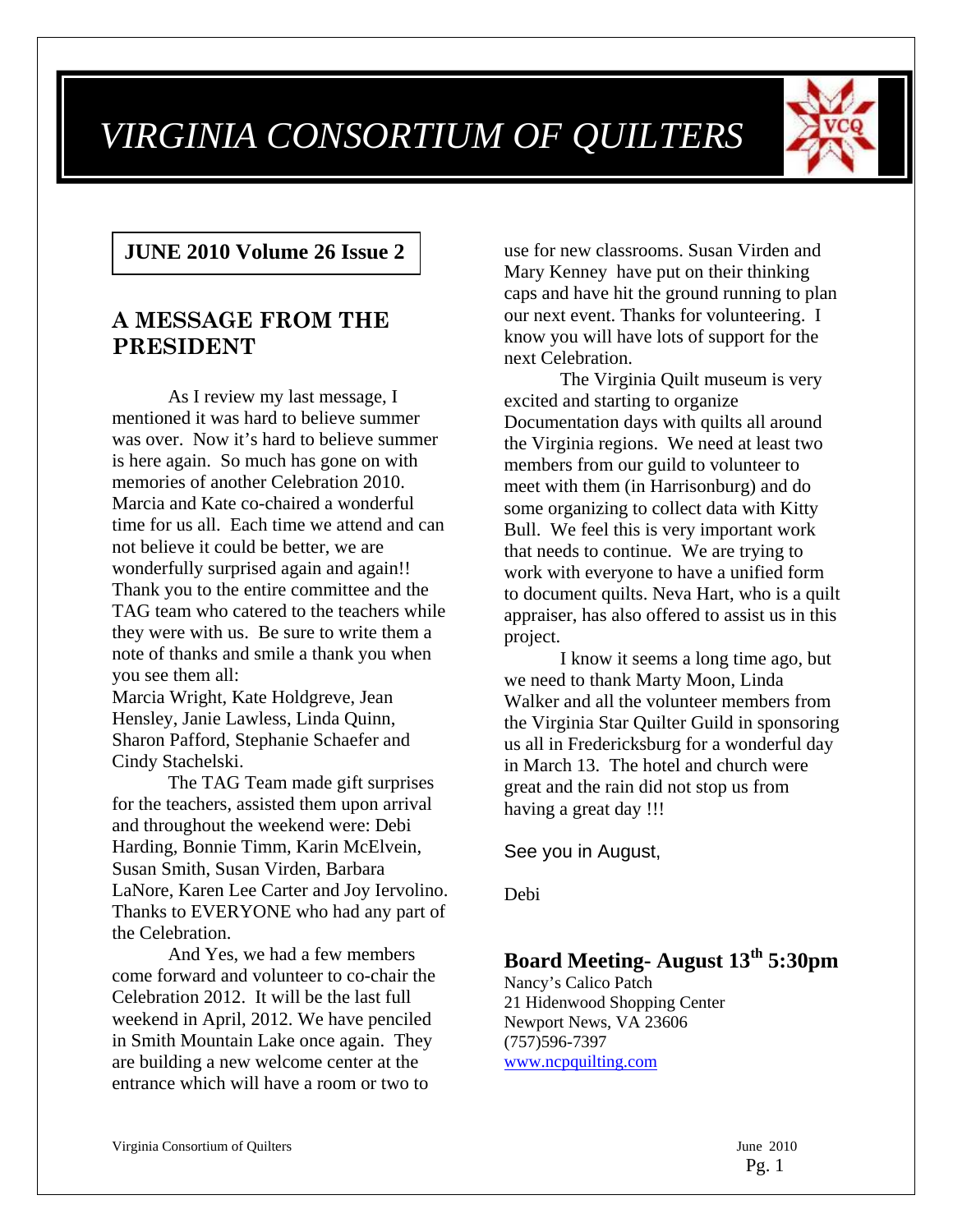# VIRGINIA CONSORTIUM OF QUILTERS

**JUNE 2010 Volume 26 Issue 2**

## A MESSAGE FROM THE PRESIDENT

As I review my last message, I mentioned it was hard to believe summer was over. Now it's hard to believe summer is here again. So much has gone on with memories of another Celebration 2010. Marcia and Kate co-chaired a wonderful time for us all. Each time we attend and can not believe it could be better, we are wonderfully surprised again and again!! Thank you to the entire committee and the TAG team who catered to the teachers while they were with us. Be sure to write them a note of thanks and smile a thank you when you see them all:
Marcia Wright, Kate Holdgreve, Jean Hensley, Janie Lawless, Linda Quinn, Sharon Pafford, Stephanie Schaefer and Cindy Stachelski.

The TAG Team made gift surprises for the teachers, assisted them upon arrival and throughout the weekend were: Debi Harding, Bonnie Timm, Karin McElvein, Susan Smith, Susan Virden, Barbara LaNore, Karen Lee Carter and Joy Iervolino. Thanks to EVERYONE who had any part of the Celebration.

And Yes, we had a few members come forward and volunteer to co-chair the Celebration 2012. It will be the last full weekend in April, 2012. We have penciled in Smith Mountain Lake once again. They are building a new welcome center at the entrance which will have a room or two to use for new classrooms. Susan Virden and Mary Kenney have put on their thinking caps and have hit the ground running to plan our next event. Thanks for volunteering. I know you will have lots of support for the next Celebration.

The Virginia Quilt museum is very excited and starting to organize Documentation days with quilts all around the Virginia regions. We need at least two members from our guild to volunteer to meet with them (in Harrisonburg) and do some organizing to collect data with Kitty Bull. We feel this is very important work that needs to continue. We are trying to work with everyone to have a unified form to document quilts. Neva Hart, who is a quilt appraiser, has also offered to assist us in this project.

I know it seems a long time ago, but we need to thank Marty Moon, Linda Walker and all the volunteer members from the Virginia Star Quilter Guild in sponsoring us all in Fredericksburg for a wonderful day in March 13. The hotel and church were great and the rain did not stop us from having a great day !!!

See you in August,

Debi

### Board Meeting- August 13th 5:30pm

Nancy's Calico Patch
21 Hidenwood Shopping Center
Newport News, VA 23606
(757)596-7397
www.ncpquilting.com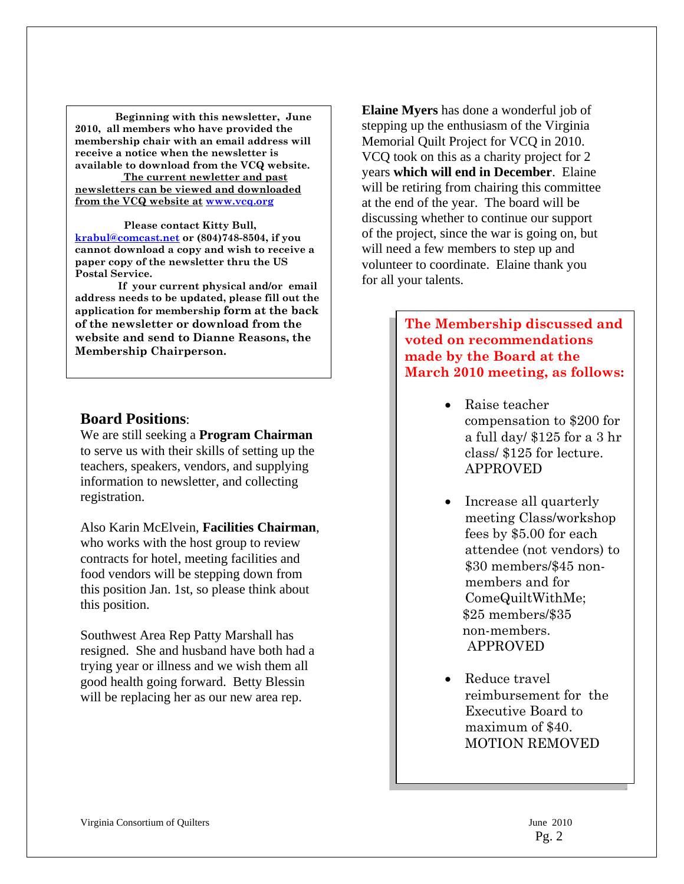**Beginning with this newsletter, June 2010, all members who have provided the membership chair with an email address will receive a notice when the newsletter is available to download from the VCQ website.**

**The current newletter and past newsletters can be viewed and downloaded from the VCQ website at www.vcq.org**

**Please contact Kitty Bull, krabul@comcast.net or (804)748-8504, if you cannot download a copy and wish to receive a paper copy of the newsletter thru the US Postal Service.**

**If your current physical and/or email address needs to be updated, please fill out the application for membership form at the back of the newsletter or download from the website and send to Dianne Reasons, the Membership Chairperson.**

## Board Positions:

We are still seeking a **Program Chairman** to serve us with their skills of setting up the teachers, speakers, vendors, and supplying information to newsletter, and collecting registration.

Also Karin McElvein, **Facilities Chairman**, who works with the host group to review contracts for hotel, meeting facilities and food vendors will be stepping down from this position Jan. 1st, so please think about this position.

Southwest Area Rep Patty Marshall has resigned. She and husband have both had a trying year or illness and we wish them all good health going forward. Betty Blessin will be replacing her as our new area rep.

**Elaine Myers** has done a wonderful job of stepping up the enthusiasm of the Virginia Memorial Quilt Project for VCQ in 2010. VCQ took on this as a charity project for 2 years **which will end in December**. Elaine will be retiring from chairing this committee at the end of the year. The board will be discussing whether to continue our support of the project, since the war is going on, but will need a few members to step up and volunteer to coordinate. Elaine thank you for all your talents.

**The Membership discussed and voted on recommendations made by the Board at the March 2010 meeting, as follows:**

- Raise teacher compensation to $200 for a full day/ $125 for a 3 hr class/ $125 for lecture. APPROVED
- Increase all quarterly meeting Class/workshop fees by $5.00 for each attendee (not vendors) to $30 members/$45 non-members and for ComeQuiltWithMe; $25 members/$35 non-members. APPROVED
- Reduce travel reimbursement for the Executive Board to maximum of $40. MOTION REMOVED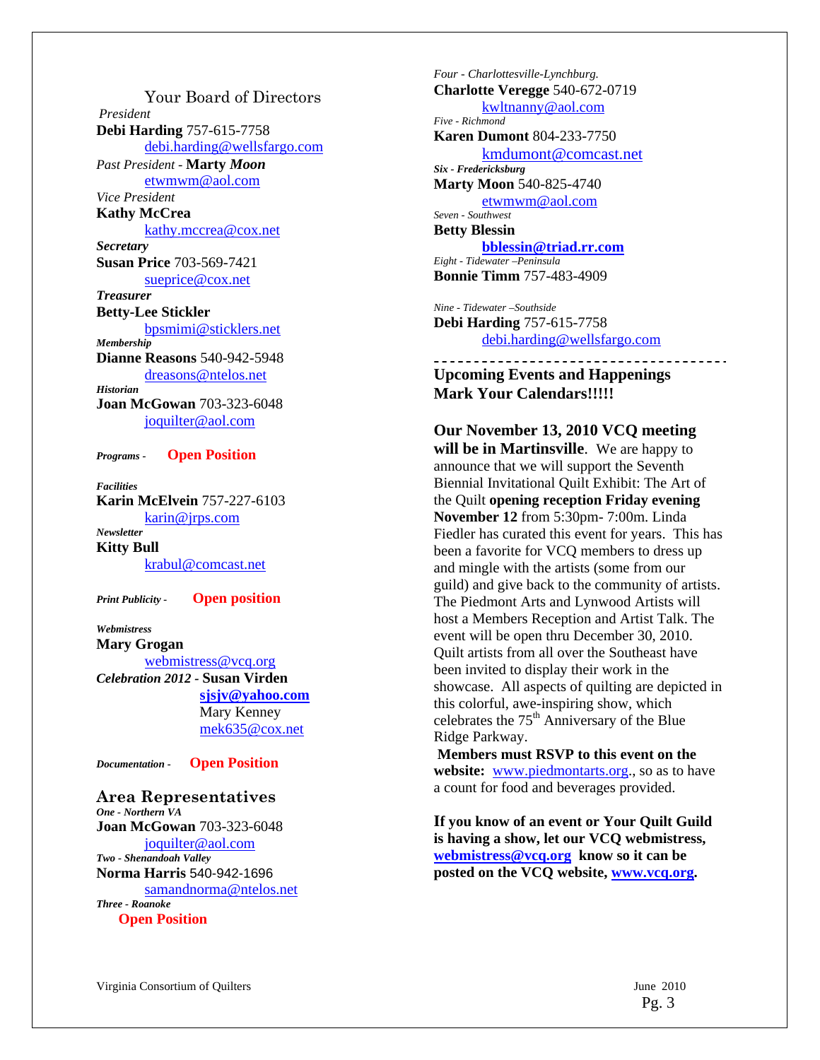## Your Board of Directors

*President*
**Debi Harding** 757-615-7758
debi.harding@wellsfargo.com

*Past President* - **Marty *Moon***
etwmwm@aol.com

*Vice President*
**Kathy McCrea**
kathy.mccrea@cox.net

***Secretary***
**Susan Price** 703-569-7421
sueprice@cox.net

***Treasurer***
**Betty-Lee Stickler**
bpsmimi@sticklers.net

***Membership***
**Dianne Reasons** 540-942-5948
dreasons@ntelos.net

***Historian***
**Joan McGowan** 703-323-6048
joquilter@aol.com

***Programs -*** **Open Position**

***Facilities***
**Karin McElvein** 757-227-6103
karin@jrps.com

***Newsletter***
**Kitty Bull**
krabul@comcast.net

***Print Publicity -*** **Open position**

***Webmistress***
**Mary Grogan**
webmistress@vcq.org

***Celebration 2012 -*** **Susan Virden**
**sjsjv@yahoo.com**
Mary Kenney
mek635@cox.net

***Documentation -*** **Open Position**

## Area Representatives

***One - Northern VA***
**Joan McGowan** 703-323-6048
joquilter@aol.com

***Two - Shenandoah Valley***
**Norma Harris** 540-942-1696
samandnorma@ntelos.net

***Three - Roanoke***
**Open Position**

*Four - Charlottesville-Lynchburg.*
**Charlotte Veregge** 540-672-0719
kwltnanny@aol.com

*Five - Richmond*
**Karen Dumont** 804-233-7750
kmdumont@comcast.net

***Six - Fredericksburg***
**Marty Moon** 540-825-4740
etwmwm@aol.com

*Seven - Southwest*
**Betty Blessin**
**bblessin@triad.rr.com**

*Eight - Tidewater –Peninsula*
**Bonnie Timm** 757-483-4909

*Nine - Tidewater –Southside*
**Debi Harding** 757-615-7758
debi.harding@wellsfargo.com

---

## Upcoming Events and Happenings
## Mark Your Calendars!!!!!

**Our November 13, 2010 VCQ meeting will be in Martinsville**. We are happy to announce that we will support the Seventh Biennial Invitational Quilt Exhibit: The Art of the Quilt **opening reception Friday evening November 12** from 5:30pm- 7:00m. Linda Fiedler has curated this event for years. This has been a favorite for VCQ members to dress up and mingle with the artists (some from our guild) and give back to the community of artists. The Piedmont Arts and Lynwood Artists will host a Members Reception and Artist Talk. The event will be open thru December 30, 2010. Quilt artists from all over the Southeast have been invited to display their work in the showcase. All aspects of quilting are depicted in this colorful, awe-inspiring show, which celebrates the 75th Anniversary of the Blue Ridge Parkway.

**Members must RSVP to this event on the website:** www.piedmontarts.org., so as to have a count for food and beverages provided.

**If you know of an event or Your Quilt Guild is having a show, let our VCQ webmistress, webmistress@vcq.org know so it can be posted on the VCQ website, www.vcq.org.**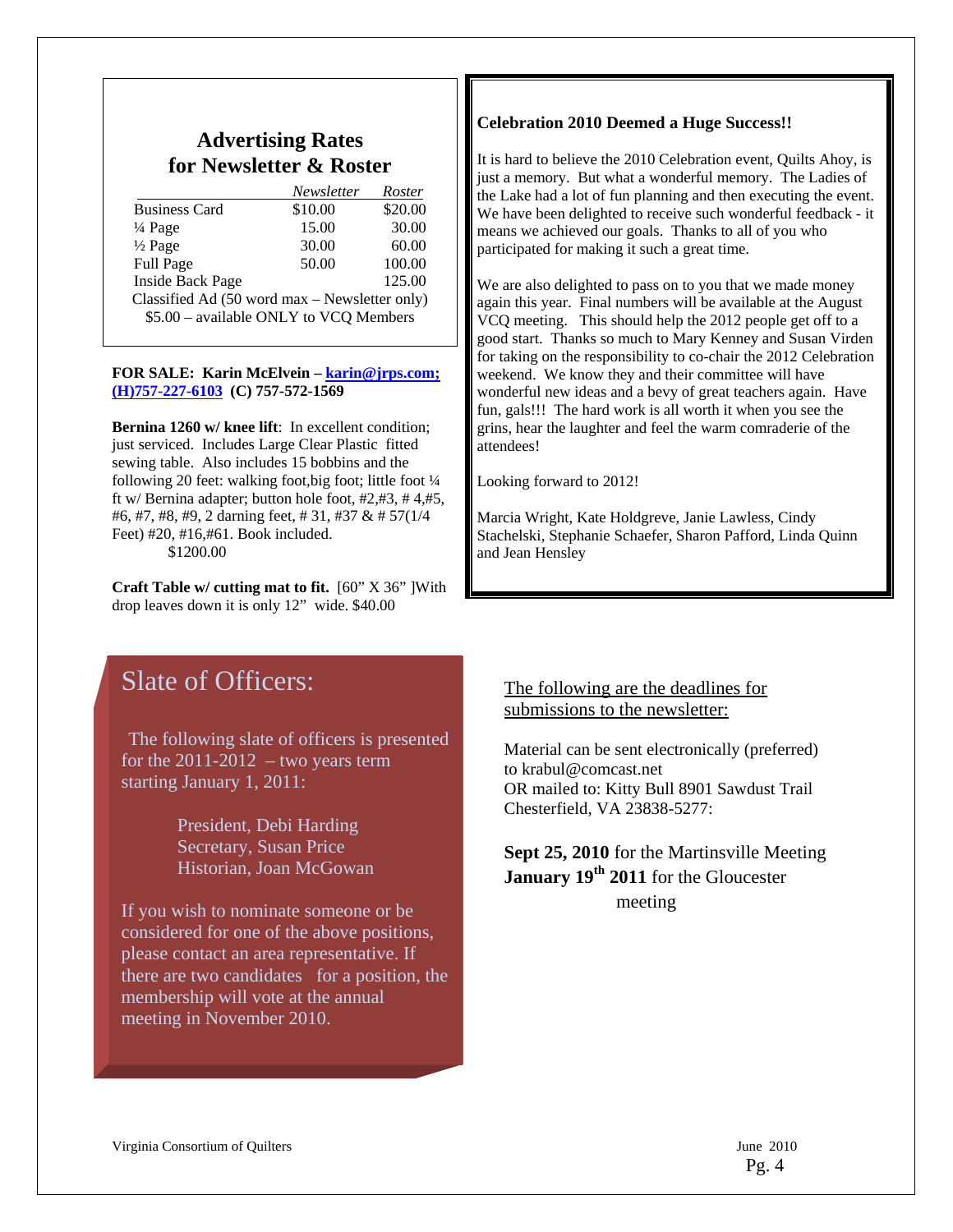## Advertising Rates for Newsletter & Roster

| | *Newsletter* | *Roster* |
|---|---|---|
| Business Card | $10.00 | $20.00 |
| ¼ Page | 15.00 | 30.00 |
| ½ Page | 30.00 | 60.00 |
| Full Page | 50.00 | 100.00 |
| Inside Back Page | | 125.00 |

Classified Ad (50 word max – Newsletter only)
$5.00 – available ONLY to VCQ Members

**FOR SALE: Karin McElvein – karin@jrps.com; (H)757-227-6103 (C) 757-572-1569**

**Bernina 1260 w/ knee lift**: In excellent condition; just serviced. Includes Large Clear Plastic fitted sewing table. Also includes 15 bobbins and the following 20 feet: walking foot,big foot; little foot ¼ ft w/ Bernina adapter; button hole foot, #2,#3, # 4,#5, #6, #7, #8, #9, 2 darning feet, # 31, #37 & # 57(1/4 Feet) #20, #16,#61. Book included.
$1200.00

**Craft Table w/ cutting mat to fit.** [60" X 36" ]With drop leaves down it is only 12" wide. $40.00

**Celebration 2010 Deemed a Huge Success!!**

It is hard to believe the 2010 Celebration event, Quilts Ahoy, is just a memory. But what a wonderful memory. The Ladies of the Lake had a lot of fun planning and then executing the event. We have been delighted to receive such wonderful feedback - it means we achieved our goals. Thanks to all of you who participated for making it such a great time.

We are also delighted to pass on to you that we made money again this year. Final numbers will be available at the August VCQ meeting. This should help the 2012 people get off to a good start. Thanks so much to Mary Kenney and Susan Virden for taking on the responsibility to co-chair the 2012 Celebration weekend. We know they and their committee will have wonderful new ideas and a bevy of great teachers again. Have fun, gals!!! The hard work is all worth it when you see the grins, hear the laughter and feel the warm comraderie of the attendees!

Looking forward to 2012!

Marcia Wright, Kate Holdgreve, Janie Lawless, Cindy Stachelski, Stephanie Schaefer, Sharon Pafford, Linda Quinn and Jean Hensley

## Slate of Officers:

The following slate of officers is presented for the 2011-2012 – two years term starting January 1, 2011:

President, Debi Harding
Secretary, Susan Price
Historian, Joan McGowan

If you wish to nominate someone or be considered for one of the above positions, please contact an area representative. If there are two candidates for a position, the membership will vote at the annual meeting in November 2010.

The following are the deadlines for submissions to the newsletter:

Material can be sent electronically (preferred) to krabul@comcast.net
OR mailed to: Kitty Bull 8901 Sawdust Trail Chesterfield, VA 23838-5277:

**Sept 25, 2010** for the Martinsville Meeting
**January 19th 2011** for the Gloucester meeting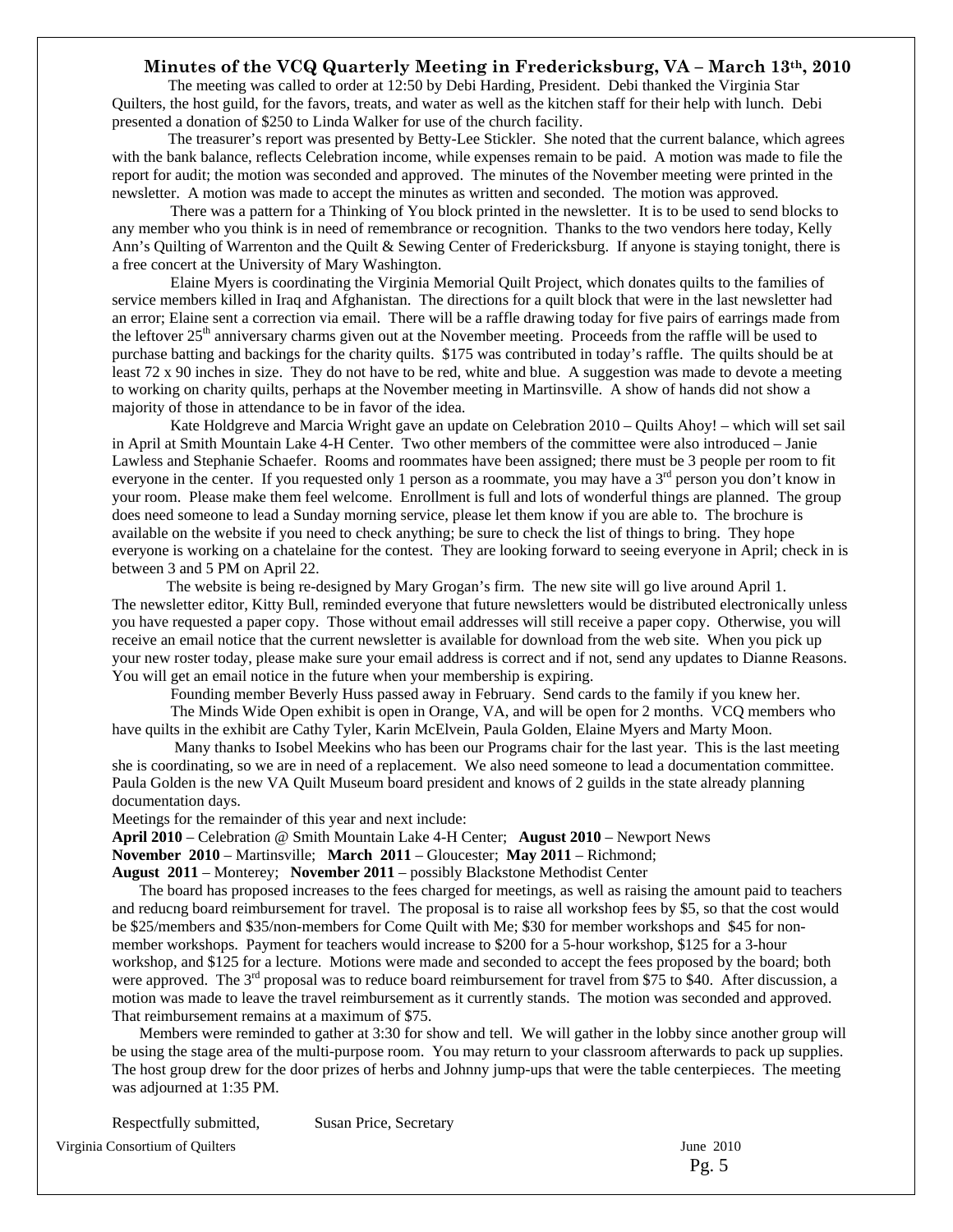## Minutes of the VCQ Quarterly Meeting in Fredericksburg, VA – March 13th, 2010

The meeting was called to order at 12:50 by Debi Harding, President. Debi thanked the Virginia Star Quilters, the host guild, for the favors, treats, and water as well as the kitchen staff for their help with lunch. Debi presented a donation of $250 to Linda Walker for use of the church facility.

The treasurer's report was presented by Betty-Lee Stickler. She noted that the current balance, which agrees with the bank balance, reflects Celebration income, while expenses remain to be paid. A motion was made to file the report for audit; the motion was seconded and approved. The minutes of the November meeting were printed in the newsletter. A motion was made to accept the minutes as written and seconded. The motion was approved.

There was a pattern for a Thinking of You block printed in the newsletter. It is to be used to send blocks to any member who you think is in need of remembrance or recognition. Thanks to the two vendors here today, Kelly Ann's Quilting of Warrenton and the Quilt & Sewing Center of Fredericksburg. If anyone is staying tonight, there is a free concert at the University of Mary Washington.

Elaine Myers is coordinating the Virginia Memorial Quilt Project, which donates quilts to the families of service members killed in Iraq and Afghanistan. The directions for a quilt block that were in the last newsletter had an error; Elaine sent a correction via email. There will be a raffle drawing today for five pairs of earrings made from the leftover 25th anniversary charms given out at the November meeting. Proceeds from the raffle will be used to purchase batting and backings for the charity quilts. $175 was contributed in today's raffle. The quilts should be at least 72 x 90 inches in size. They do not have to be red, white and blue. A suggestion was made to devote a meeting to working on charity quilts, perhaps at the November meeting in Martinsville. A show of hands did not show a majority of those in attendance to be in favor of the idea.

Kate Holdgreve and Marcia Wright gave an update on Celebration 2010 – Quilts Ahoy! – which will set sail in April at Smith Mountain Lake 4-H Center. Two other members of the committee were also introduced – Janie Lawless and Stephanie Schaefer. Rooms and roommates have been assigned; there must be 3 people per room to fit everyone in the center. If you requested only 1 person as a roommate, you may have a 3rd person you don't know in your room. Please make them feel welcome. Enrollment is full and lots of wonderful things are planned. The group does need someone to lead a Sunday morning service, please let them know if you are able to. The brochure is available on the website if you need to check anything; be sure to check the list of things to bring. They hope everyone is working on a chatelaine for the contest. They are looking forward to seeing everyone in April; check in is between 3 and 5 PM on April 22.

The website is being re-designed by Mary Grogan's firm. The new site will go live around April 1. The newsletter editor, Kitty Bull, reminded everyone that future newsletters would be distributed electronically unless you have requested a paper copy. Those without email addresses will still receive a paper copy. Otherwise, you will receive an email notice that the current newsletter is available for download from the web site. When you pick up your new roster today, please make sure your email address is correct and if not, send any updates to Dianne Reasons. You will get an email notice in the future when your membership is expiring.

Founding member Beverly Huss passed away in February. Send cards to the family if you knew her.

The Minds Wide Open exhibit is open in Orange, VA, and will be open for 2 months. VCQ members who have quilts in the exhibit are Cathy Tyler, Karin McElvein, Paula Golden, Elaine Myers and Marty Moon.

Many thanks to Isobel Meekins who has been our Programs chair for the last year. This is the last meeting she is coordinating, so we are in need of a replacement. We also need someone to lead a documentation committee. Paula Golden is the new VA Quilt Museum board president and knows of 2 guilds in the state already planning documentation days.

Meetings for the remainder of this year and next include:

**April 2010** – Celebration @ Smith Mountain Lake 4-H Center; **August 2010** – Newport News
**November 2010** – Martinsville; **March 2011** – Gloucester; **May 2011** – Richmond;
**August 2011** – Monterey; **November 2011** – possibly Blackstone Methodist Center

The board has proposed increases to the fees charged for meetings, as well as raising the amount paid to teachers and reducng board reimbursement for travel. The proposal is to raise all workshop fees by $5, so that the cost would be $25/members and $35/non-members for Come Quilt with Me; $30 for member workshops and $45 for non-member workshops. Payment for teachers would increase to $200 for a 5-hour workshop, $125 for a 3-hour workshop, and $125 for a lecture. Motions were made and seconded to accept the fees proposed by the board; both were approved. The 3rd proposal was to reduce board reimbursement for travel from $75 to $40. After discussion, a motion was made to leave the travel reimbursement as it currently stands. The motion was seconded and approved. That reimbursement remains at a maximum of $75.

Members were reminded to gather at 3:30 for show and tell. We will gather in the lobby since another group will be using the stage area of the multi-purpose room. You may return to your classroom afterwards to pack up supplies. The host group drew for the door prizes of herbs and Johnny jump-ups that were the table centerpieces. The meeting was adjourned at 1:35 PM.

Respectfully submitted, Susan Price, Secretary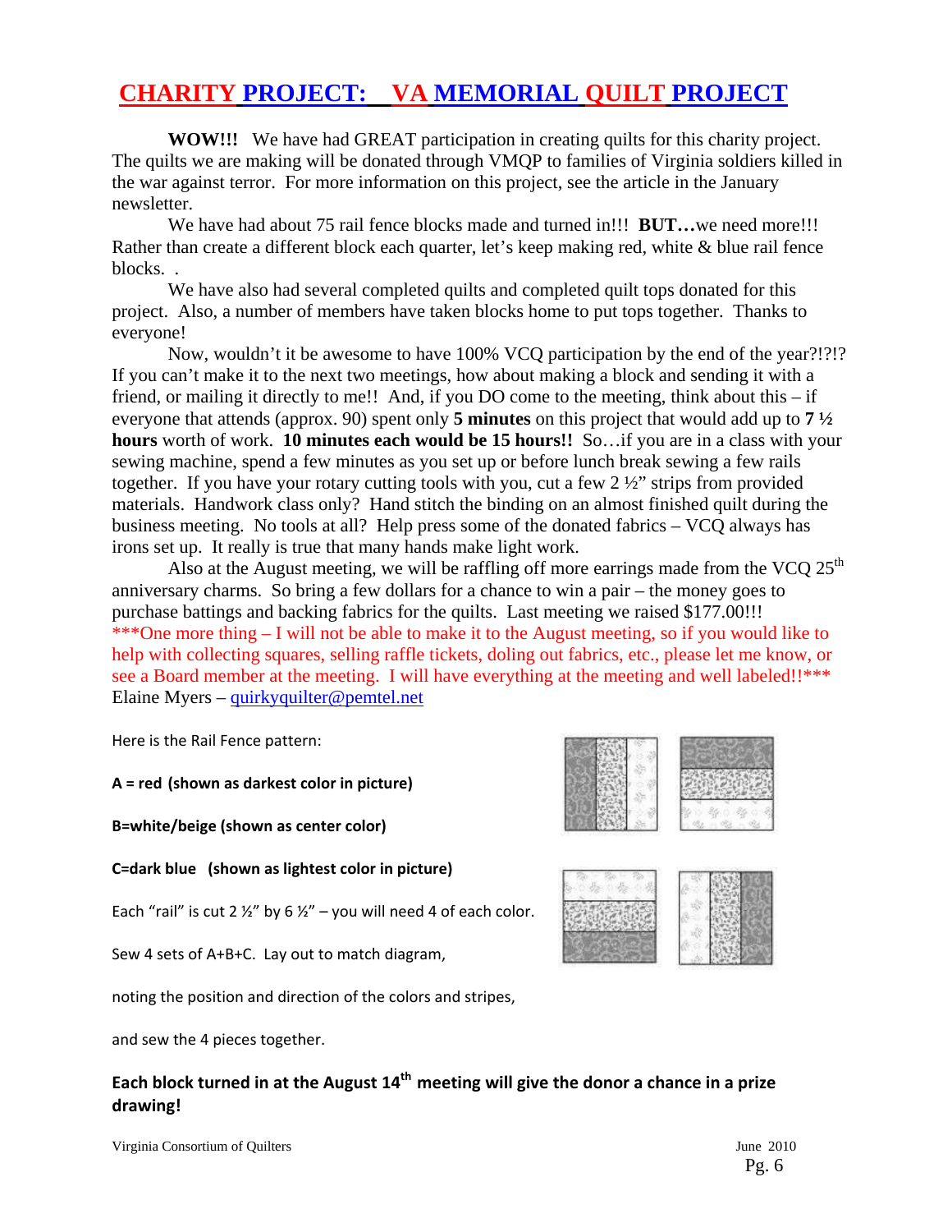# CHARITY PROJECT: VA MEMORIAL QUILT PROJECT

**WOW!!!** We have had GREAT participation in creating quilts for this charity project. The quilts we are making will be donated through VMQP to families of Virginia soldiers killed in the war against terror. For more information on this project, see the article in the January newsletter.

We have had about 75 rail fence blocks made and turned in!!! **BUT…**we need more!!! Rather than create a different block each quarter, let's keep making red, white & blue rail fence blocks. .

We have also had several completed quilts and completed quilt tops donated for this project. Also, a number of members have taken blocks home to put tops together. Thanks to everyone!

Now, wouldn't it be awesome to have 100% VCQ participation by the end of the year?!?!? If you can't make it to the next two meetings, how about making a block and sending it with a friend, or mailing it directly to me!! And, if you DO come to the meeting, think about this – if everyone that attends (approx. 90) spent only **5 minutes** on this project that would add up to **7 ½ hours** worth of work. **10 minutes each would be 15 hours!!** So…if you are in a class with your sewing machine, spend a few minutes as you set up or before lunch break sewing a few rails together. If you have your rotary cutting tools with you, cut a few 2 ½" strips from provided materials. Handwork class only? Hand stitch the binding on an almost finished quilt during the business meeting. No tools at all? Help press some of the donated fabrics – VCQ always has irons set up. It really is true that many hands make light work.

Also at the August meeting, we will be raffling off more earrings made from the VCQ 25th anniversary charms. So bring a few dollars for a chance to win a pair – the money goes to purchase battings and backing fabrics for the quilts. Last meeting we raised $177.00!!!
***One more thing – I will not be able to make it to the August meeting, so if you would like to help with collecting squares, selling raffle tickets, doling out fabrics, etc., please let me know, or see a Board member at the meeting. I will have everything at the meeting and well labeled!!***
Elaine Myers – quirkyquilter@pemtel.net

Here is the Rail Fence pattern:

**A = red (shown as darkest color in picture)**

**B=white/beige (shown as center color)**

**C=dark blue (shown as lightest color in picture)**

Each "rail" is cut 2 ½" by 6 ½" – you will need 4 of each color.

Sew 4 sets of A+B+C. Lay out to match diagram,

noting the position and direction of the colors and stripes,

and sew the 4 pieces together.

**Each block turned in at the August 14th meeting will give the donor a chance in a prize drawing!**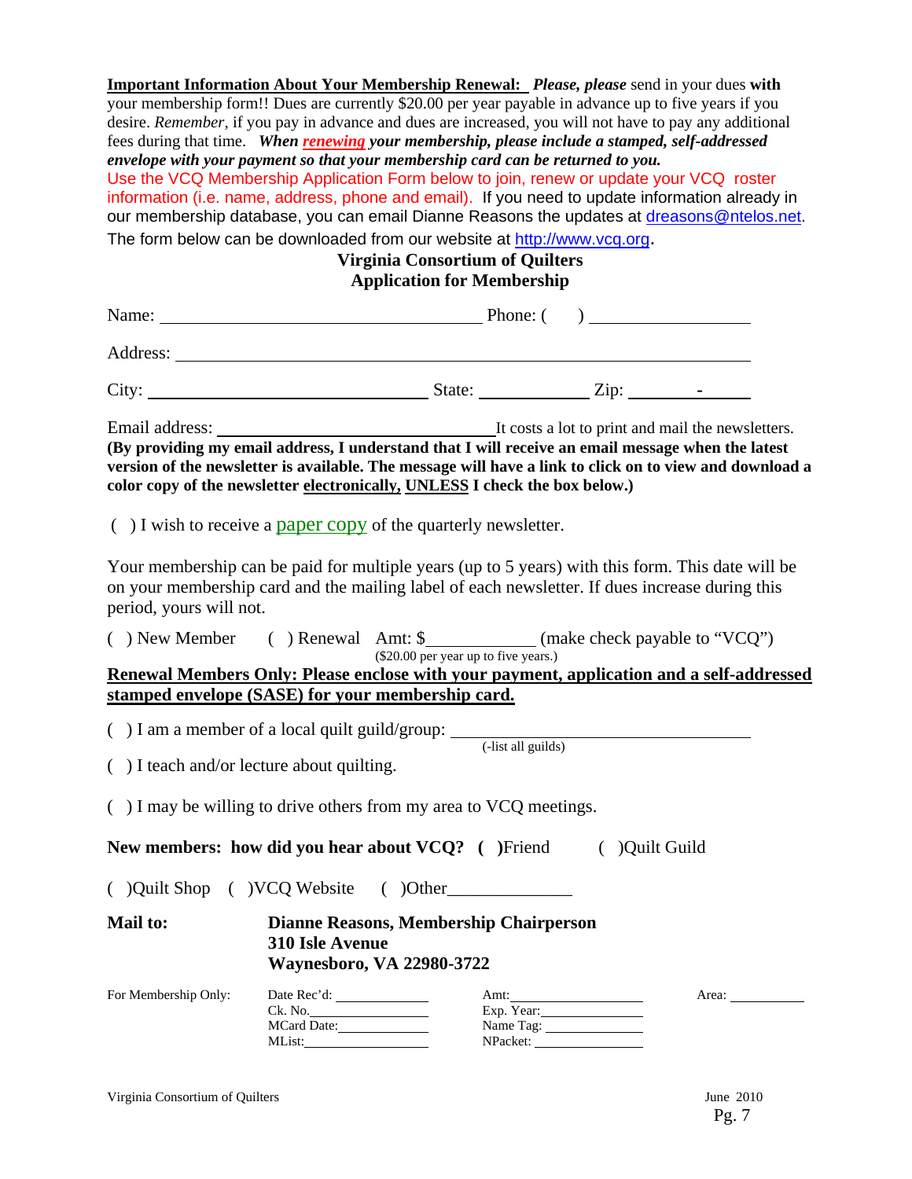**<u>Important Information About Your Membership Renewal:</u>** ***Please, please*** send in your dues **with** your membership form!! Dues are currently $20.00 per year payable in advance up to five years if you desire. *Remember*, if you pay in advance and dues are increased, you will not have to pay any additional fees during that time. ***When <u>renewing</u> your membership, please include a stamped, self-addressed envelope with your payment so that your membership card can be returned to you.***

Use the VCQ Membership Application Form below to join, renew or update your VCQ roster information (i.e. name, address, phone and email). If you need to update information already in our membership database, you can email Dianne Reasons the updates at dreasons@ntelos.net.

The form below can be downloaded from our website at http://www.vcq.org.

## Virginia Consortium of Quilters
## Application for Membership

Name: ______________________________ Phone: (     ) ______________

Address: __________________________________________________________

City: __________________________ State: __________ Zip: _______-_____

Email address: __________________________ It costs a lot to print and mail the newsletters. **(By providing my email address, I understand that I will receive an email message when the latest version of the newsletter is available. The message will have a link to click on to view and download a color copy of the newsletter <u>electronically,</u> <u>UNLESS</u> I check the box below.)**

(  ) I wish to receive a paper copy of the quarterly newsletter.

Your membership can be paid for multiple years (up to 5 years) with this form. This date will be on your membership card and the mailing label of each newsletter. If dues increase during this period, yours will not.

(  ) New Member  (  ) Renewal  Amt: $__________ (make check payable to "VCQ")
($20.00 per year up to five years.)

**<u>Renewal Members Only: Please enclose with your payment, application and a self-addressed stamped envelope (SASE) for your membership card.</u>**

(  ) I am a member of a local quilt guild/group: ______________________________
(-list all guilds)

(  ) I teach and/or lecture about quilting.

(  ) I may be willing to drive others from my area to VCQ meetings.

**New members: how did you hear about VCQ? (** )Friend  (  )Quilt Guild

(  )Quilt Shop  (  )VCQ Website  (  )Other______________

**Mail to:** **Dianne Reasons, Membership Chairperson**
**310 Isle Avenue**
**Waynesboro, VA 22980-3722**

For Membership Only:

| Date Rec'd: ________ | Amt: ________ | Area: ________ |
|---|---|---|
| Ck. No. ________ | Exp. Year: ________ | |
| MCard Date: ________ | Name Tag: ________ | |
| MList: ________ | NPacket: ________ | |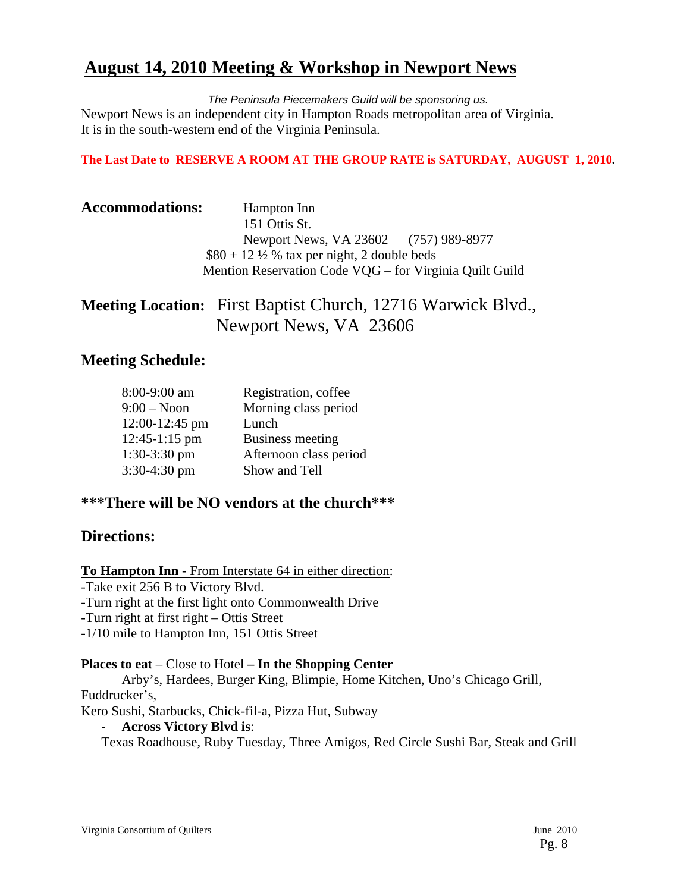# August 14, 2010 Meeting & Workshop in Newport News

*The Peninsula Piecemakers Guild will be sponsoring us.*

Newport News is an independent city in Hampton Roads metropolitan area of Virginia. It is in the south-western end of the Virginia Peninsula.

**The Last Date to RESERVE A ROOM AT THE GROUP RATE is SATURDAY, AUGUST 1, 2010.**

## Accommodations:

Hampton Inn
151 Ottis St.
Newport News, VA 23602 (757) 989-8977
$80 + 12 ½ % tax per night, 2 double beds
Mention Reservation Code VQG – for Virginia Quilt Guild

## Meeting Location:

First Baptist Church, 12716 Warwick Blvd., Newport News, VA 23606

## Meeting Schedule:

| | |
|---|---|
| 8:00-9:00 am | Registration, coffee |
| 9:00 – Noon | Morning class period |
| 12:00-12:45 pm | Lunch |
| 12:45-1:15 pm | Business meeting |
| 1:30-3:30 pm | Afternoon class period |
| 3:30-4:30 pm | Show and Tell |

## \*\*\*There will be NO vendors at the church\*\*\*

## Directions:

**To Hampton Inn** - From Interstate 64 in either direction:

- -Take exit 256 B to Victory Blvd.
- -Turn right at the first light onto Commonwealth Drive
- -Turn right at first right – Ottis Street
- -1/10 mile to Hampton Inn, 151 Ottis Street

**Places to eat** – Close to Hotel **– In the Shopping Center**

Arby's, Hardees, Burger King, Blimpie, Home Kitchen, Uno's Chicago Grill, Fuddrucker's,
Kero Sushi, Starbucks, Chick-fil-a, Pizza Hut, Subway

- **Across Victory Blvd is**:
  Texas Roadhouse, Ruby Tuesday, Three Amigos, Red Circle Sushi Bar, Steak and Grill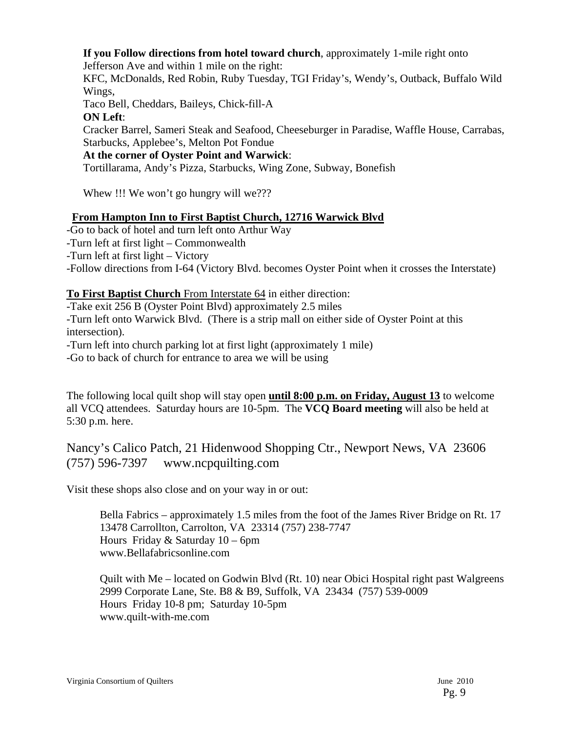**If you Follow directions from hotel toward church**, approximately 1-mile right onto Jefferson Ave and within 1 mile on the right:
KFC, McDonalds, Red Robin, Ruby Tuesday, TGI Friday's, Wendy's, Outback, Buffalo Wild Wings,
Taco Bell, Cheddars, Baileys, Chick-fill-A
**ON Left**:
Cracker Barrel, Sameri Steak and Seafood, Cheeseburger in Paradise, Waffle House, Carrabas, Starbucks, Applebee's, Melton Pot Fondue
**At the corner of Oyster Point and Warwick**:
Tortillarama, Andy's Pizza, Starbucks, Wing Zone, Subway, Bonefish

Whew !!! We won't go hungry will we???

**<u>From Hampton Inn to First Baptist Church, 12716 Warwick Blvd</u>**

-Go to back of hotel and turn left onto Arthur Way
-Turn left at first light – Commonwealth
-Turn left at first light – Victory
-Follow directions from I-64 (Victory Blvd. becomes Oyster Point when it crosses the Interstate)

**<u>To First Baptist Church</u>** <u>From Interstate 64</u> in either direction:
-Take exit 256 B (Oyster Point Blvd) approximately 2.5 miles
-Turn left onto Warwick Blvd. (There is a strip mall on either side of Oyster Point at this intersection).
-Turn left into church parking lot at first light (approximately 1 mile)
-Go to back of church for entrance to area we will be using

The following local quilt shop will stay open **<u>until 8:00 p.m. on Friday, August 13</u>** to welcome all VCQ attendees. Saturday hours are 10-5pm. The **VCQ Board meeting** will also be held at 5:30 p.m. here.

Nancy's Calico Patch, 21 Hidenwood Shopping Ctr., Newport News, VA 23606
(757) 596-7397 www.ncpquilting.com

Visit these shops also close and on your way in or out:

Bella Fabrics – approximately 1.5 miles from the foot of the James River Bridge on Rt. 17
13478 Carrollton, Carrolton, VA 23314 (757) 238-7747
Hours Friday & Saturday 10 – 6pm
www.Bellafabricsonline.com

Quilt with Me – located on Godwin Blvd (Rt. 10) near Obici Hospital right past Walgreens
2999 Corporate Lane, Ste. B8 & B9, Suffolk, VA 23434 (757) 539-0009
Hours Friday 10-8 pm; Saturday 10-5pm
www.quilt-with-me.com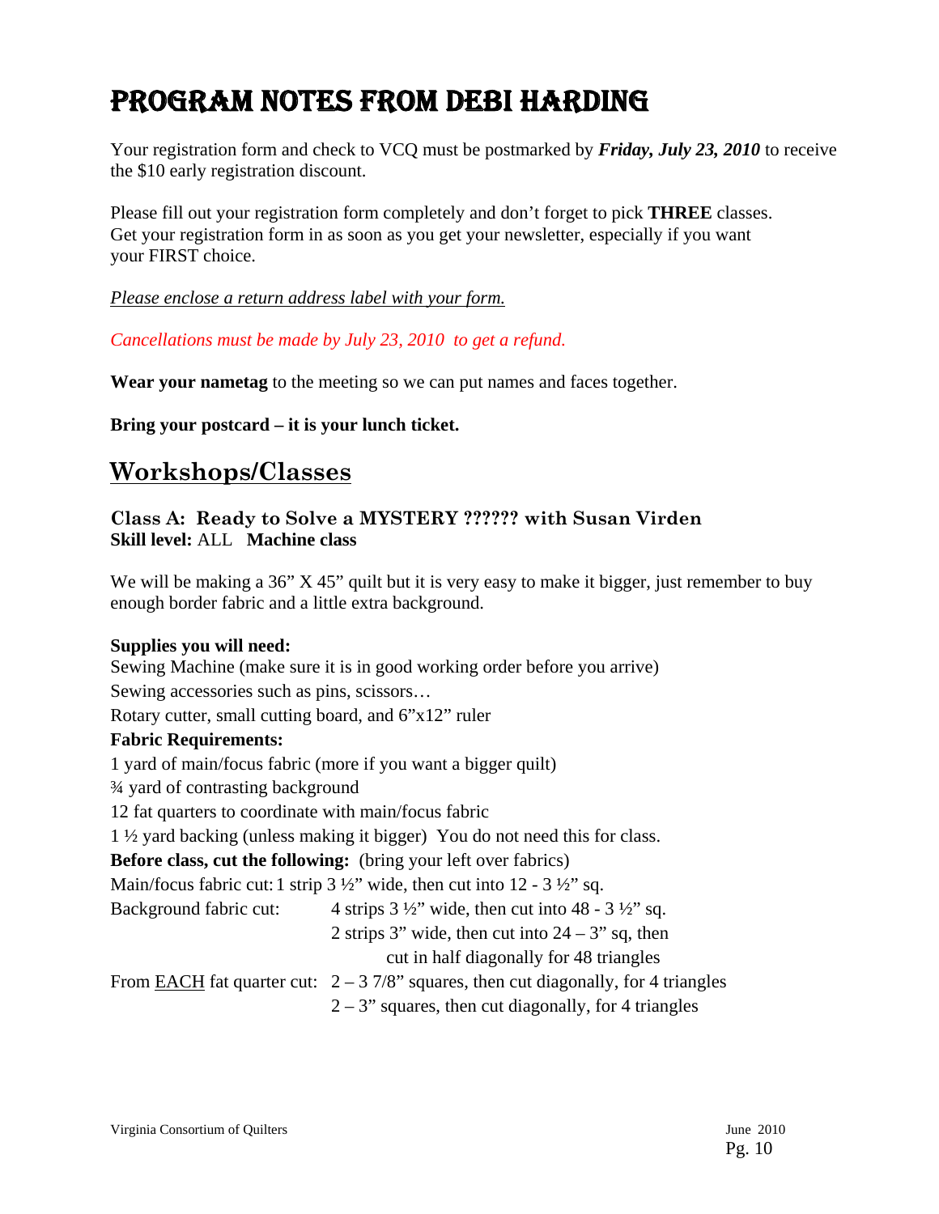# Program Notes from Debi Harding

Your registration form and check to VCQ must be postmarked by ***Friday, July 23, 2010*** to receive the $10 early registration discount.

Please fill out your registration form completely and don't forget to pick **THREE** classes. Get your registration form in as soon as you get your newsletter, especially if you want your FIRST choice.

*Please enclose a return address label with your form.*

*Cancellations must be made by July 23, 2010 to get a refund.*

**Wear your nametag** to the meeting so we can put names and faces together.

**Bring your postcard – it is your lunch ticket.**

## Workshops/Classes

### Class A: Ready to Solve a MYSTERY ?????? with Susan Virden

**Skill level:** ALL **Machine class**

We will be making a 36" X 45" quilt but it is very easy to make it bigger, just remember to buy enough border fabric and a little extra background.

**Supplies you will need:**

Sewing Machine (make sure it is in good working order before you arrive)
Sewing accessories such as pins, scissors…
Rotary cutter, small cutting board, and 6"x12" ruler

**Fabric Requirements:**

1 yard of main/focus fabric (more if you want a bigger quilt)
¾ yard of contrasting background
12 fat quarters to coordinate with main/focus fabric
1 ½ yard backing (unless making it bigger) You do not need this for class.

**Before class, cut the following:** (bring your left over fabrics)

Main/focus fabric cut: 1 strip 3 ½" wide, then cut into 12 - 3 ½" sq.

Background fabric cut: 4 strips 3 ½" wide, then cut into 48 - 3 ½" sq.
2 strips 3" wide, then cut into 24 – 3" sq, then cut in half diagonally for 48 triangles

From EACH fat quarter cut: 2 – 3 7/8" squares, then cut diagonally, for 4 triangles
2 – 3" squares, then cut diagonally, for 4 triangles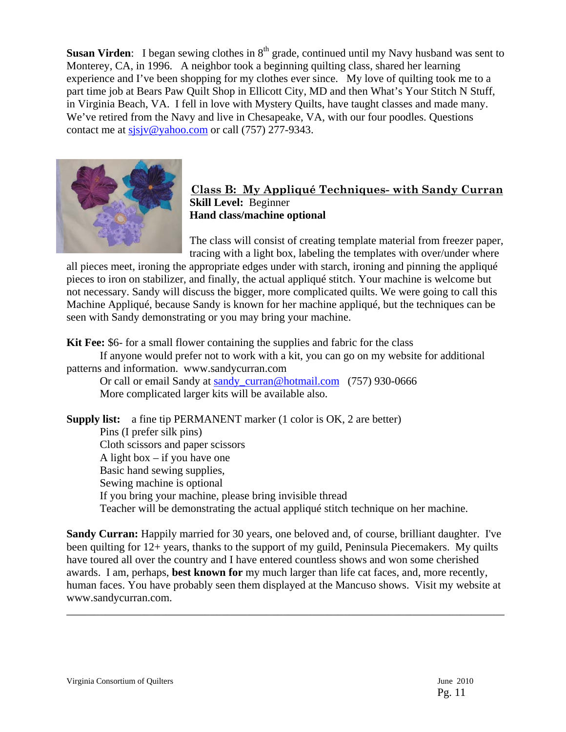**Susan Virden**: I began sewing clothes in 8th grade, continued until my Navy husband was sent to Monterey, CA, in 1996. A neighbor took a beginning quilting class, shared her learning experience and I've been shopping for my clothes ever since. My love of quilting took me to a part time job at Bears Paw Quilt Shop in Ellicott City, MD and then What's Your Stitch N Stuff, in Virginia Beach, VA. I fell in love with Mystery Quilts, have taught classes and made many. We've retired from the Navy and live in Chesapeake, VA, with our four poodles. Questions contact me at sjsjv@yahoo.com or call (757) 277-9343.

## Class B: My Appliqué Techniques- with Sandy Curran

**Skill Level:** Beginner
**Hand class/machine optional**

The class will consist of creating template material from freezer paper, tracing with a light box, labeling the templates with over/under where all pieces meet, ironing the appropriate edges under with starch, ironing and pinning the appliqué pieces to iron on stabilizer, and finally, the actual appliqué stitch. Your machine is welcome but not necessary. Sandy will discuss the bigger, more complicated quilts. We were going to call this Machine Appliqué, because Sandy is known for her machine appliqué, but the techniques can be seen with Sandy demonstrating or you may bring your machine.

**Kit Fee:** $6- for a small flower containing the supplies and fabric for the class
If anyone would prefer not to work with a kit, you can go on my website for additional patterns and information. www.sandycurran.com
Or call or email Sandy at sandy_curran@hotmail.com (757) 930-0666
More complicated larger kits will be available also.

**Supply list:** a fine tip PERMANENT marker (1 color is OK, 2 are better)
Pins (I prefer silk pins)
Cloth scissors and paper scissors
A light box – if you have one
Basic hand sewing supplies,
Sewing machine is optional
If you bring your machine, please bring invisible thread
Teacher will be demonstrating the actual appliqué stitch technique on her machine.

**Sandy Curran:** Happily married for 30 years, one beloved and, of course, brilliant daughter. I've been quilting for 12+ years, thanks to the support of my guild, Peninsula Piecemakers. My quilts have toured all over the country and I have entered countless shows and won some cherished awards. I am, perhaps, **best known for** my much larger than life cat faces, and, more recently, human faces. You have probably seen them displayed at the Mancuso shows. Visit my website at www.sandycurran.com.

---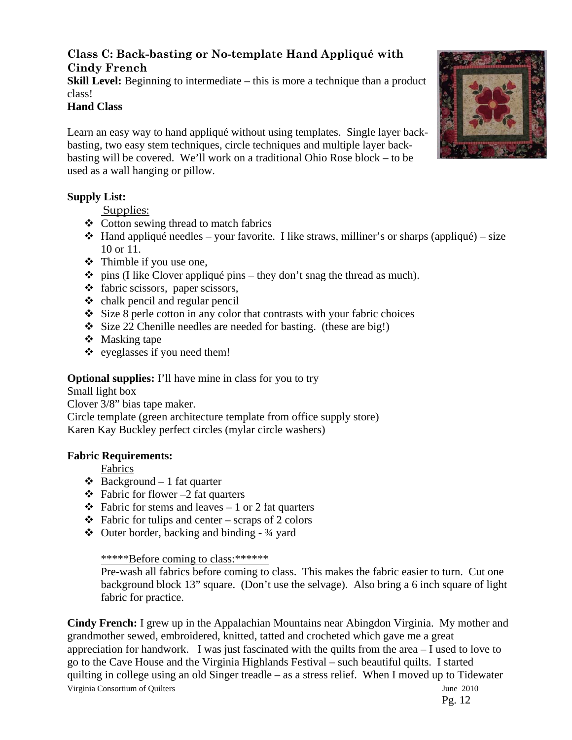## Class C: Back-basting or No-template Hand Appliqué with Cindy French

**Skill Level:** Beginning to intermediate – this is more a technique than a product class!

**Hand Class**

Learn an easy way to hand appliqué without using templates. Single layer back-basting, two easy stem techniques, circle techniques and multiple layer back-basting will be covered. We'll work on a traditional Ohio Rose block – to be used as a wall hanging or pillow.

**Supply List:**

Supplies:

- Cotton sewing thread to match fabrics
- Hand appliqué needles – your favorite. I like straws, milliner's or sharps (appliqué) – size 10 or 11.
- Thimble if you use one,
- pins (I like Clover appliqué pins – they don't snag the thread as much).
- fabric scissors, paper scissors,
- chalk pencil and regular pencil
- Size 8 perle cotton in any color that contrasts with your fabric choices
- Size 22 Chenille needles are needed for basting. (these are big!)
- Masking tape
- eyeglasses if you need them!

**Optional supplies:** I'll have mine in class for you to try

Small light box

Clover 3/8" bias tape maker.

Circle template (green architecture template from office supply store)

Karen Kay Buckley perfect circles (mylar circle washers)

**Fabric Requirements:**

Fabrics

- Background – 1 fat quarter
- Fabric for flower –2 fat quarters
- Fabric for stems and leaves – 1 or 2 fat quarters
- Fabric for tulips and center – scraps of 2 colors
- Outer border, backing and binding - ¾ yard

*****Before coming to class:******

Pre-wash all fabrics before coming to class. This makes the fabric easier to turn. Cut one background block 13" square. (Don't use the selvage). Also bring a 6 inch square of light fabric for practice.

**Cindy French:** I grew up in the Appalachian Mountains near Abingdon Virginia. My mother and grandmother sewed, embroidered, knitted, tatted and crocheted which gave me a great appreciation for handwork. I was just fascinated with the quilts from the area – I used to love to go to the Cave House and the Virginia Highlands Festival – such beautiful quilts. I started quilting in college using an old Singer treadle – as a stress relief. When I moved up to Tidewater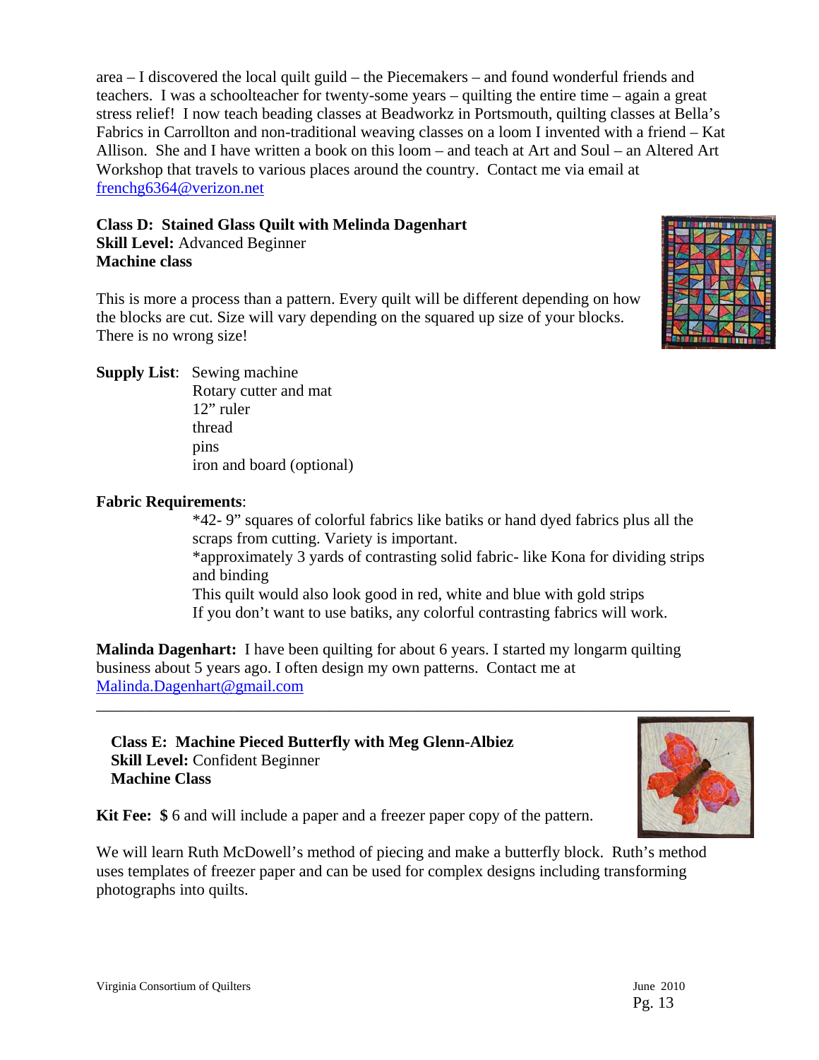area – I discovered the local quilt guild – the Piecemakers – and found wonderful friends and teachers. I was a schoolteacher for twenty-some years – quilting the entire time – again a great stress relief! I now teach beading classes at Beadworkz in Portsmouth, quilting classes at Bella's Fabrics in Carrollton and non-traditional weaving classes on a loom I invented with a friend – Kat Allison. She and I have written a book on this loom – and teach at Art and Soul – an Altered Art Workshop that travels to various places around the country. Contact me via email at frenchg6364@verizon.net

**Class D: Stained Glass Quilt with Melinda Dagenhart**
**Skill Level:** Advanced Beginner
**Machine class**

This is more a process than a pattern. Every quilt will be different depending on how the blocks are cut. Size will vary depending on the squared up size of your blocks. There is no wrong size!

**Supply List**:
- Sewing machine
- Rotary cutter and mat
- 12" ruler
- thread
- pins
- iron and board (optional)

**Fabric Requirements**:

*42- 9" squares of colorful fabrics like batiks or hand dyed fabrics plus all the scraps from cutting. Variety is important.

*approximately 3 yards of contrasting solid fabric- like Kona for dividing strips and binding

This quilt would also look good in red, white and blue with gold strips

If you don't want to use batiks, any colorful contrasting fabrics will work.

**Malinda Dagenhart:** I have been quilting for about 6 years. I started my longarm quilting business about 5 years ago. I often design my own patterns. Contact me at Malinda.Dagenhart@gmail.com

---

**Class E: Machine Pieced Butterfly with Meg Glenn-Albiez**
**Skill Level:** Confident Beginner
**Machine Class**

**Kit Fee: $** 6 and will include a paper and a freezer paper copy of the pattern.

We will learn Ruth McDowell's method of piecing and make a butterfly block. Ruth's method uses templates of freezer paper and can be used for complex designs including transforming photographs into quilts.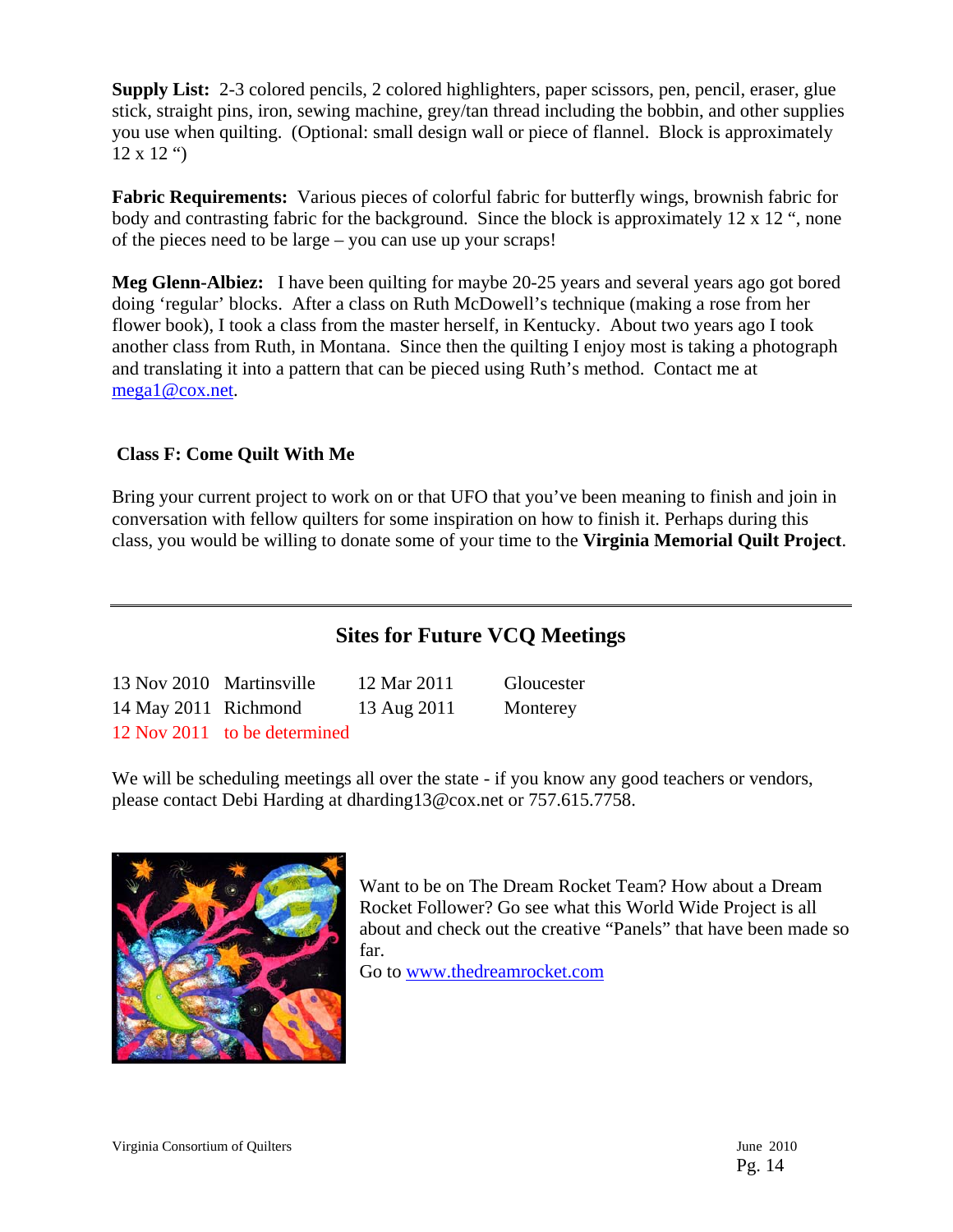**Supply List:** 2-3 colored pencils, 2 colored highlighters, paper scissors, pen, pencil, eraser, glue stick, straight pins, iron, sewing machine, grey/tan thread including the bobbin, and other supplies you use when quilting. (Optional: small design wall or piece of flannel. Block is approximately 12 x 12 ")

**Fabric Requirements:** Various pieces of colorful fabric for butterfly wings, brownish fabric for body and contrasting fabric for the background. Since the block is approximately 12 x 12 ", none of the pieces need to be large – you can use up your scraps!

**Meg Glenn-Albiez:** I have been quilting for maybe 20-25 years and several years ago got bored doing 'regular' blocks. After a class on Ruth McDowell's technique (making a rose from her flower book), I took a class from the master herself, in Kentucky. About two years ago I took another class from Ruth, in Montana. Since then the quilting I enjoy most is taking a photograph and translating it into a pattern that can be pieced using Ruth's method. Contact me at mega1@cox.net.

### Class F: Come Quilt With Me

Bring your current project to work on or that UFO that you've been meaning to finish and join in conversation with fellow quilters for some inspiration on how to finish it. Perhaps during this class, you would be willing to donate some of your time to the **Virginia Memorial Quilt Project**.

---

## Sites for Future VCQ Meetings

| | | | |
|---|---|---|---|
| 13 Nov 2010 | Martinsville | 12 Mar 2011 | Gloucester |
| 14 May 2011 | Richmond | 13 Aug 2011 | Monterey |
| 12 Nov 2011 | to be determined | | |

We will be scheduling meetings all over the state - if you know any good teachers or vendors, please contact Debi Harding at dharding13@cox.net or 757.615.7758.

Want to be on The Dream Rocket Team? How about a Dream Rocket Follower? Go see what this World Wide Project is all about and check out the creative "Panels" that have been made so far.
Go to www.thedreamrocket.com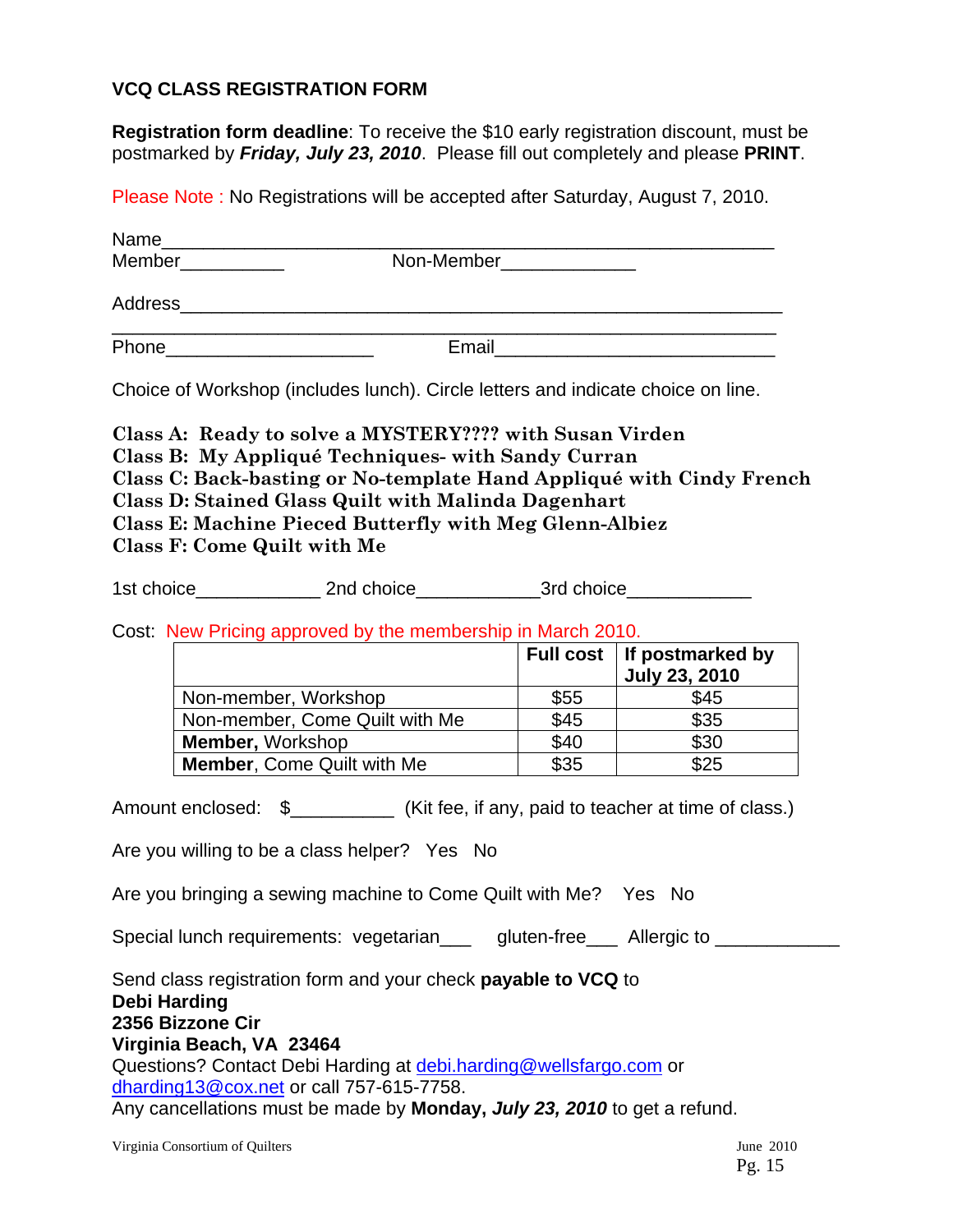## VCQ CLASS REGISTRATION FORM

**Registration form deadline**: To receive the $10 early registration discount, must be postmarked by ***Friday, July 23, 2010***. Please fill out completely and please **PRINT**.

Please Note : No Registrations will be accepted after Saturday, August 7, 2010.

Name_______________________________________________________

Member__________ Non-Member____________

Address______________________________________________________

_____________________________________________________________

Phone___________________ Email__________________________

Choice of Workshop (includes lunch). Circle letters and indicate choice on line.

**Class A: Ready to solve a MYSTERY???? with Susan Virden**
**Class B: My Appliqué Techniques- with Sandy Curran**
**Class C: Back-basting or No-template Hand Appliqué with Cindy French**
**Class D: Stained Glass Quilt with Malinda Dagenhart**
**Class E: Machine Pieced Butterfly with Meg Glenn-Albiez**
**Class F: Come Quilt with Me**

1st choice___________ 2nd choice___________3rd choice___________

Cost: New Pricing approved by the membership in March 2010.

| | **Full cost** | **If postmarked by July 23, 2010** |
|---|---|---|
| Non-member, Workshop | $55 | $45 |
| Non-member, Come Quilt with Me | $45 | $35 |
| **Member,** Workshop | $40 | $30 |
| **Member**, Come Quilt with Me | $35 | $25 |

Amount enclosed: $_________ (Kit fee, if any, paid to teacher at time of class.)

Are you willing to be a class helper? Yes No

Are you bringing a sewing machine to Come Quilt with Me? Yes No

Special lunch requirements: vegetarian___ gluten-free___ Allergic to ___________

Send class registration form and your check **payable to VCQ** to
**Debi Harding**
**2356 Bizzone Cir**
**Virginia Beach, VA 23464**
Questions? Contact Debi Harding at debi.harding@wellsfargo.com or dharding13@cox.net or call 757-615-7758.
Any cancellations must be made by **Monday, *July 23, 2010*** to get a refund.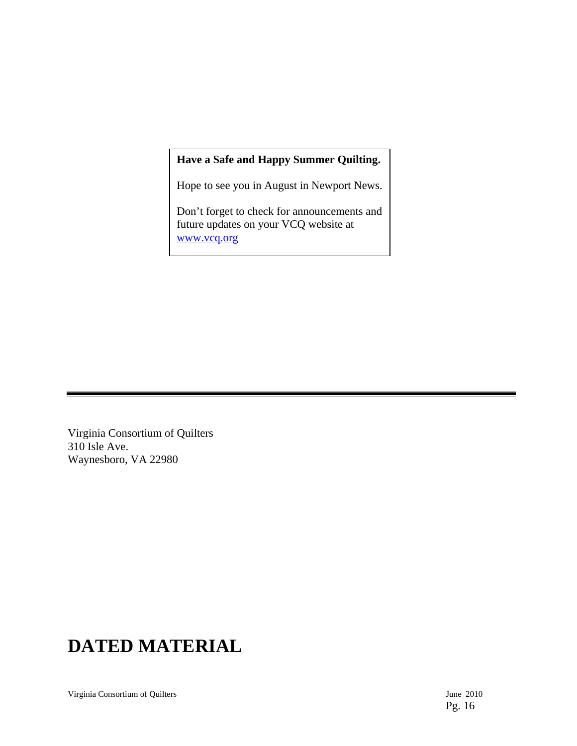**Have a Safe and Happy Summer Quilting.**

Hope to see you in August in Newport News.

Don't forget to check for announcements and future updates on your VCQ website at [www.vcq.org](http://www.vcq.org)

---

Virginia Consortium of Quilters
310 Isle Ave.
Waynesboro, VA 22980

# DATED MATERIAL